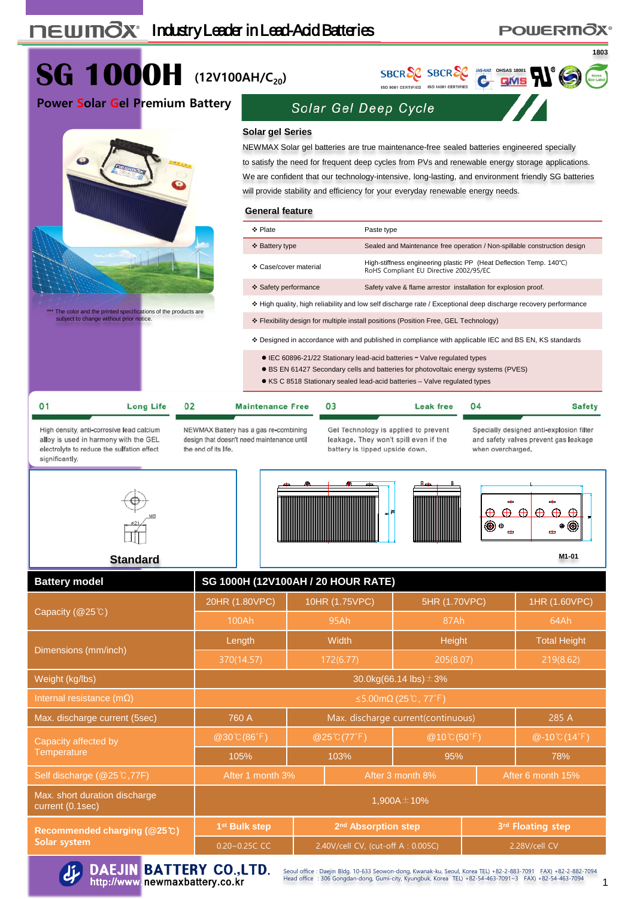NEWMAX Industry Leader in Lead-Acid Batteries

POWERMAX

1803

# SG 1000H (12V100AH/$C_{20}$)

**Power Solar Gel Premium Battery**

## Solar Gel Deep Cycle

### Solar gel Series

NEWMAX Solar gel batteries are true maintenance-free sealed batteries engineered specially to satisfy the need for frequent deep cycles from PVs and renewable energy storage applications. We are confident that our technology-intensive, long-lasting, and environment friendly SG batteries will provide stability and efficiency for your everyday renewable energy needs.

### General feature

| | |
|---|---|
| ❖ Plate | Paste type |
| ❖ Battery type | Sealed and Maintenance free operation / Non-spillable construction design |
| ❖ Case/cover material | High-stiffness engineering plastic PP (Heat Deflection Temp. 140℃) RoHS Compliant EU Directive 2002/95/EC |
| ❖ Safety performance | Safety valve & flame arrestor installation for explosion proof. |

- ❖ High quality, high reliability and low self discharge rate / Exceptional deep discharge recovery performance
- ❖ Flexibility design for multiple install positions (Position Free, GEL Technology)
- ❖ Designed in accordance with and published in compliance with applicable IEC and BS EN, KS standards
  - IEC 60896-21/22 Stationary lead-acid batteries – Valve regulated types
  - BS EN 61427 Secondary cells and batteries for photovoltaic energy systems (PVES)
  - KS C 8518 Stationary sealed lead-acid batteries – Valve regulated types

*** The color and the printed specifications of the products are subject to change without prior notice.

**01 Long Life**
High density, anti-corrosive lead calcium alloy is used in harmony with the GEL electrolyte to reduce the sulfation effect significantly.

**02 Maintenance Free**
NEWMAX Battery has a gas re-combining design that doesn't need maintenance until the end of its life.

**03 Leak free**
Gel Technology is applied to prevent leakage. They won't spill even if the battery is tipped upside down.

**04 Safety**
Specially designed anti-explosion filter and safety valves prevent gas leakage when overcharged.

Standard

M1-01

| Battery model | SG 1000H (12V100AH / 20 HOUR RATE) | | | |
|---|---|---|---|---|
| Capacity (@25℃) | 20HR (1.80VPC) | 10HR (1.75VPC) | 5HR (1.70VPC) | 1HR (1.60VPC) |
| | 100Ah | 95Ah | 87Ah | 64Ah |
| Dimensions (mm/inch) | Length | Width | Height | Total Height |
| | 370(14.57) | 172(6.77) | 205(8.07) | 219(8.62) |
| Weight (kg/lbs) | 30.0kg(66.14 lbs)±3% | | | |
| Internal resistance (mΩ) | ≤5.00mΩ (25℃, 77°F) | | | |
| Max. discharge current (5sec) | 760 A | Max. discharge current(continuous) | | 285 A |
| Capacity affected by Temperature | @30℃(86°F) | @25℃(77°F) | @10℃(50°F) | @-10℃(14°F) |
| | 105% | 103% | 95% | 78% |
| Self discharge (@25℃,77F) | After 1 month 3% | After 3 month 8% | After 6 month 15% | |
| Max. short duration discharge current (0.1sec) | 1,900A±10% | | | |
| Recommended charging (@25℃) Solar system | 1st Bulk step | 2nd Absorption step | 3rd Floating step | |
| | 0.20~0.25C CC | 2.40V/cell CV, (cut-off A : 0.005C) | 2.28V/cell CV | |

**DAEJIN BATTERY CO.,LTD.** http://www.newmaxbattery.co.kr

Seoul office : Daejin Bldg. 10-633 Seowon-dong, Kwanak-ku, Seoul, Korea TEL) +82-2-883-7091 FAX) +82-2-882-7094
Head office : 306 Gongdan-dong, Gumi-city, Kyungbuk, Korea TEL) +82-54-463-7091~3 FAX) +82-54-463-7094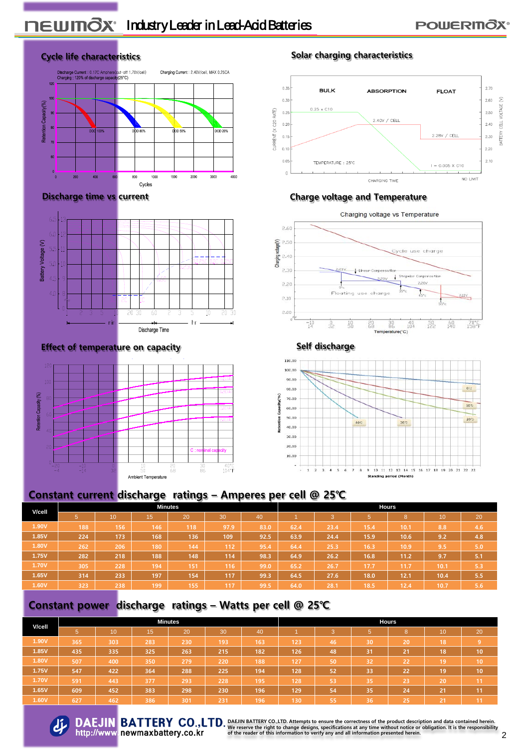## Cycle life characteristics

Discharge Current : 0.17C Ampere(cut-off 1.70V/cell)
Charging : 120% of discharge capacity(25°C)
Charging Current : 2.40V/cell, MAX 0.25CA

Retention Capacity(%)
120
100
90
80
70
60
0
DOD 100%
DOD 80%
DOD 50%
DOD 20%
0 200 400 600 800 1000 1500 2000 3000 4000
Cycles

## Solar charging characteristics

BULK
ABSORPTION
FLOAT
0.25 x C10
2.40V / CELL
2.28V / CELL
TEMPERATURE : 25°C
I = 0.005 X C10
CURRENT (X C20 RATE)
0.35 0.30 0.25 0.20 0.15 0.10 0.05 0
BATTERY CELL VOLTAGE (V)
2.70 2.60 2.50 2.40 2.30 2.20 2.10
CHARGING TIME
NO LIMIT

## Discharge time vs current

Battery Voltage (V)
6.5 13
6.0 12
5.5 11
5.0 10
4.5 9
4.0 8
1 2 3 5 10 20 30 60 2 3 5 10 20 30
min
hr
Discharge Time

## Charge voltage and Temperature

Charging voltage vs Temperature

Charging voltage(V)
2.60
2.50
2.40
2.30
2.20
2.10
2.00
Cycle use charge
2.37V
Linear Compensation
2.23V
Stepwise Compensation
2.20V
Floating use charge
2.11V
0°c
25°c
45°c
55°c
-10 0 10 20 30 40 50 60 70°C
14 32 50 68 86 104 122 140 158°F
Temperature(°C)

## Effect of temperature on capacity

Retention Capacity (%)
120
100
80
60
40
20
0
C : nominal capacity
-20 -10 0 10 20 30 40°C
-4 14 32 50 68 86 104°F
Ambient Temperature

## Self discharge

Retention Capacity(%)
110.00
100.00
90.00
80.00
70.00
60.00
50.00
40.00
30.00
20.00
10.00
0°C
10°C
20°C
30°C
40°C
0 1 2 3 4 5 6 7 8 9 10 11 12 13 14 15 16 17 18 19 20 21 22 23
Standing period (Month)

## Constant current discharge ratings – Amperes per cell @ 25℃

| V/cell | Minutes | | | | | | Hours | | | | | |
|---|---|---|---|---|---|---|---|---|---|---|---|---|
| | 5 | 10 | 15 | 20 | 30 | 40 | 1 | 3 | 5 | 8 | 10 | 20 |
| 1.90V | 188 | 156 | 146 | 118 | 97.9 | 83.0 | 62.4 | 23.4 | 15.4 | 10.1 | 8.8 | 4.6 |
| 1.85V | 224 | 173 | 168 | 136 | 109 | 92.5 | 63.9 | 24.4 | 15.9 | 10.6 | 9.2 | 4.8 |
| 1.80V | 262 | 206 | 180 | 144 | 112 | 95.4 | 64.4 | 25.3 | 16.3 | 10.9 | 9.5 | 5.0 |
| 1.75V | 282 | 218 | 188 | 148 | 114 | 98.3 | 64.9 | 26.2 | 16.8 | 11.2 | 9.7 | 5.1 |
| 1.70V | 305 | 228 | 194 | 151 | 116 | 99.0 | 65.2 | 26.7 | 17.7 | 11.7 | 10.1 | 5.3 |
| 1.65V | 314 | 233 | 197 | 154 | 117 | 99.3 | 64.5 | 27.6 | 18.0 | 12.1 | 10.4 | 5.5 |
| 1.60V | 323 | 238 | 199 | 155 | 117 | 99.5 | 64.0 | 28.1 | 18.5 | 12.4 | 10.7 | 5.6 |

## Constant power discharge ratings – Watts per cell @ 25℃

| V/cell | Minutes | | | | | | Hours | | | | | |
|---|---|---|---|---|---|---|---|---|---|---|---|---|
| | 5 | 10 | 15 | 20 | 30 | 40 | 1 | 3 | 5 | 8 | 10 | 20 |
| 1.90V | 365 | 303 | 283 | 230 | 193 | 163 | 123 | 46 | 30 | 20 | 18 | 9 |
| 1.85V | 435 | 335 | 325 | 263 | 215 | 182 | 126 | 48 | 31 | 21 | 18 | 10 |
| 1.80V | 507 | 400 | 350 | 279 | 220 | 188 | 127 | 50 | 32 | 22 | 19 | 10 |
| 1.75V | 547 | 422 | 364 | 288 | 225 | 194 | 128 | 52 | 33 | 22 | 19 | 10 |
| 1.70V | 591 | 443 | 377 | 293 | 228 | 195 | 128 | 53 | 35 | 23 | 20 | 11 |
| 1.65V | 609 | 452 | 383 | 298 | 230 | 196 | 129 | 54 | 35 | 24 | 21 | 11 |
| 1.60V | 627 | 462 | 386 | 301 | 231 | 196 | 130 | 55 | 36 | 25 | 21 | 11 |

**DAEJIN BATTERY CO.,LTD.**
http://www.newmaxbattery.co.kr

DAEJIN BATTERY CO.,LTD. Attempts to ensure the correctness of the product description and data contained herein. We reserve the right to change designs, specifications at any time without notice or obligation. It is the responsibility of the reader of this information to verify any and all information presented herein.